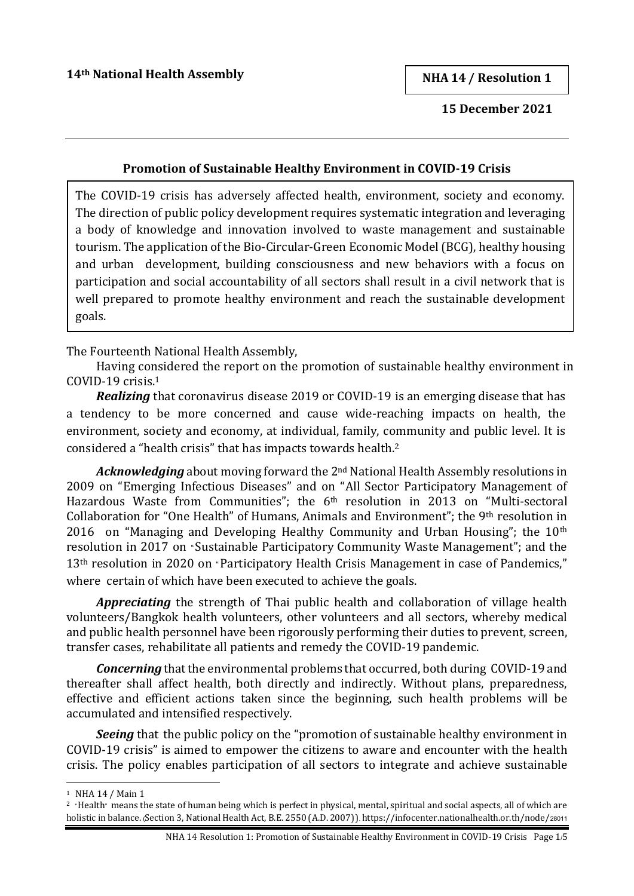**14th National Health Assembly**

**NHA 14 / Resolution 1**

**15 December 2021**

---

## Promotion of Sustainable Healthy Environment in COVID-19 Crisis

> The COVID-19 crisis has adversely affected health, environment, society and economy. The direction of public policy development requires systematic integration and leveraging a body of knowledge and innovation involved to waste management and sustainable tourism. The application of the Bio-Circular-Green Economic Model (BCG), healthy housing and urban development, building consciousness and new behaviors with a focus on participation and social accountability of all sectors shall result in a civil network that is well prepared to promote healthy environment and reach the sustainable development goals.

The Fourteenth National Health Assembly,

Having considered the report on the promotion of sustainable healthy environment in COVID-19 crisis.[1]

***Realizing*** that coronavirus disease 2019 or COVID-19 is an emerging disease that has a tendency to be more concerned and cause wide-reaching impacts on health, the environment, society and economy, at individual, family, community and public level. It is considered a "health crisis" that has impacts towards health.[2]

***Acknowledging*** about moving forward the 2nd National Health Assembly resolutions in 2009 on "Emerging Infectious Diseases" and on "All Sector Participatory Management of Hazardous Waste from Communities"; the 6th resolution in 2013 on "Multi-sectoral Collaboration for "One Health" of Humans, Animals and Environment"; the 9th resolution in 2016 on "Managing and Developing Healthy Community and Urban Housing"; the 10th resolution in 2017 on "Sustainable Participatory Community Waste Management"; and the 13th resolution in 2020 on "Participatory Health Crisis Management in case of Pandemics," where certain of which have been executed to achieve the goals.

***Appreciating*** the strength of Thai public health and collaboration of village health volunteers/Bangkok health volunteers, other volunteers and all sectors, whereby medical and public health personnel have been rigorously performing their duties to prevent, screen, transfer cases, rehabilitate all patients and remedy the COVID-19 pandemic.

***Concerning*** that the environmental problems that occurred, both during COVID-19 and thereafter shall affect health, both directly and indirectly. Without plans, preparedness, effective and efficient actions taken since the beginning, such health problems will be accumulated and intensified respectively.

***Seeing*** that the public policy on the "promotion of sustainable healthy environment in COVID-19 crisis" is aimed to empower the citizens to aware and encounter with the health crisis. The policy enables participation of all sectors to integrate and achieve sustainable

---

[1] NHA 14 / Main 1

[2] "Health" means the state of human being which is perfect in physical, mental, spiritual and social aspects, all of which are holistic in balance. (Section 3, National Health Act, B.E. 2550 (A.D. 2007)). https://infocenter.nationalhealth.or.th/node/28011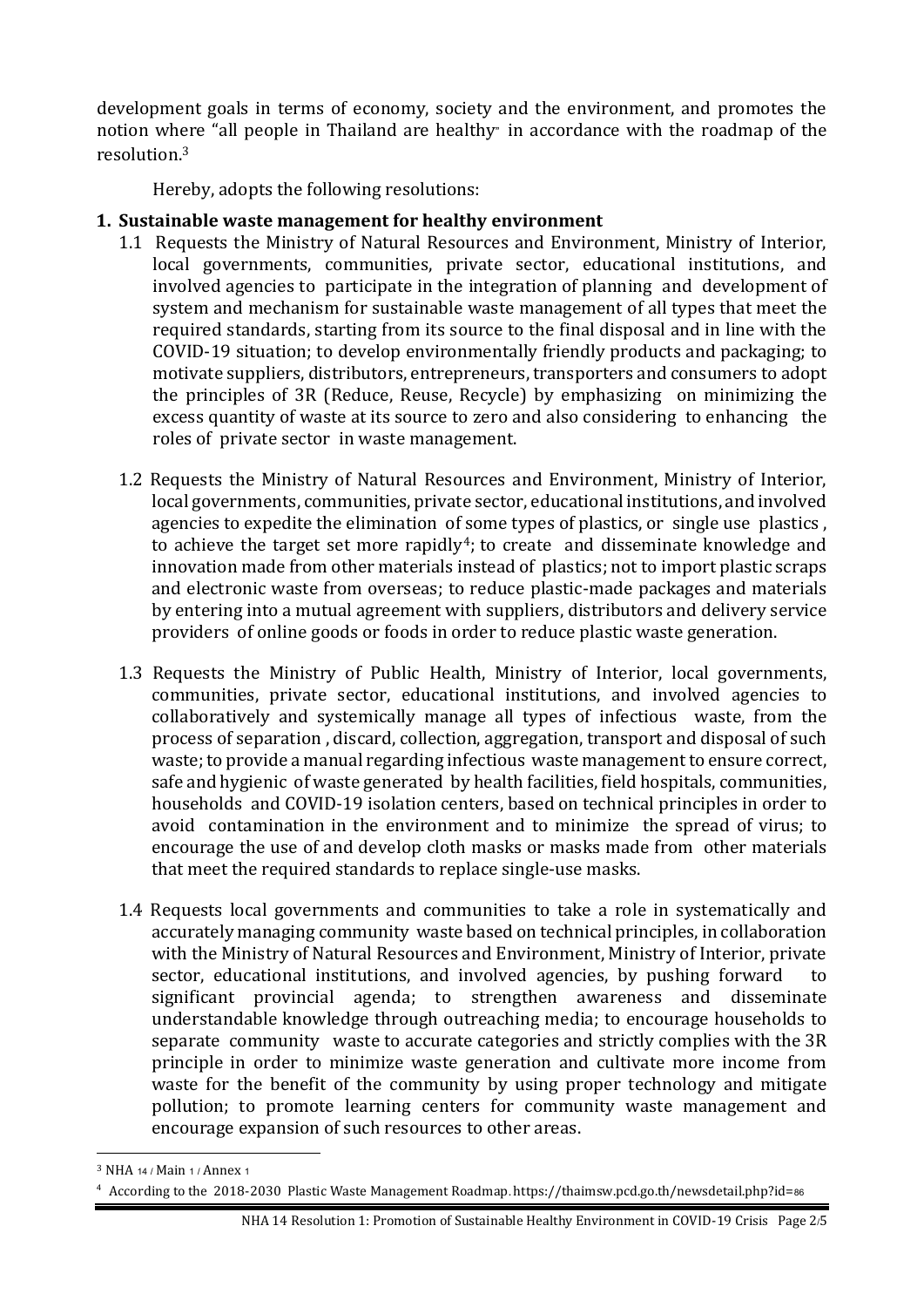development goals in terms of economy, society and the environment, and promotes the notion where "all people in Thailand are healthy" in accordance with the roadmap of the resolution.[3]

Hereby, adopts the following resolutions:

**1. Sustainable waste management for healthy environment**

1.1 Requests the Ministry of Natural Resources and Environment, Ministry of Interior, local governments, communities, private sector, educational institutions, and involved agencies to participate in the integration of planning and development of system and mechanism for sustainable waste management of all types that meet the required standards, starting from its source to the final disposal and in line with the COVID-19 situation; to develop environmentally friendly products and packaging; to motivate suppliers, distributors, entrepreneurs, transporters and consumers to adopt the principles of 3R (Reduce, Reuse, Recycle) by emphasizing on minimizing the excess quantity of waste at its source to zero and also considering to enhancing the roles of private sector in waste management.

1.2 Requests the Ministry of Natural Resources and Environment, Ministry of Interior, local governments, communities, private sector, educational institutions, and involved agencies to expedite the elimination of some types of plastics, or single use plastics, to achieve the target set more rapidly[4]; to create and disseminate knowledge and innovation made from other materials instead of plastics; not to import plastic scraps and electronic waste from overseas; to reduce plastic-made packages and materials by entering into a mutual agreement with suppliers, distributors and delivery service providers of online goods or foods in order to reduce plastic waste generation.

1.3 Requests the Ministry of Public Health, Ministry of Interior, local governments, communities, private sector, educational institutions, and involved agencies to collaboratively and systemically manage all types of infectious waste, from the process of separation, discard, collection, aggregation, transport and disposal of such waste; to provide a manual regarding infectious waste management to ensure correct, safe and hygienic of waste generated by health facilities, field hospitals, communities, households and COVID-19 isolation centers, based on technical principles in order to avoid contamination in the environment and to minimize the spread of virus; to encourage the use of and develop cloth masks or masks made from other materials that meet the required standards to replace single-use masks.

1.4 Requests local governments and communities to take a role in systematically and accurately managing community waste based on technical principles, in collaboration with the Ministry of Natural Resources and Environment, Ministry of Interior, private sector, educational institutions, and involved agencies, by pushing forward to significant provincial agenda; to strengthen awareness and disseminate understandable knowledge through outreaching media; to encourage households to separate community waste to accurate categories and strictly complies with the 3R principle in order to minimize waste generation and cultivate more income from waste for the benefit of the community by using proper technology and mitigate pollution; to promote learning centers for community waste management and encourage expansion of such resources to other areas.

---

[3] NHA 14 / Main 1 / Annex 1

[4] According to the 2018-2030 Plastic Waste Management Roadmap. https://thaimsw.pcd.go.th/newsdetail.php?id=86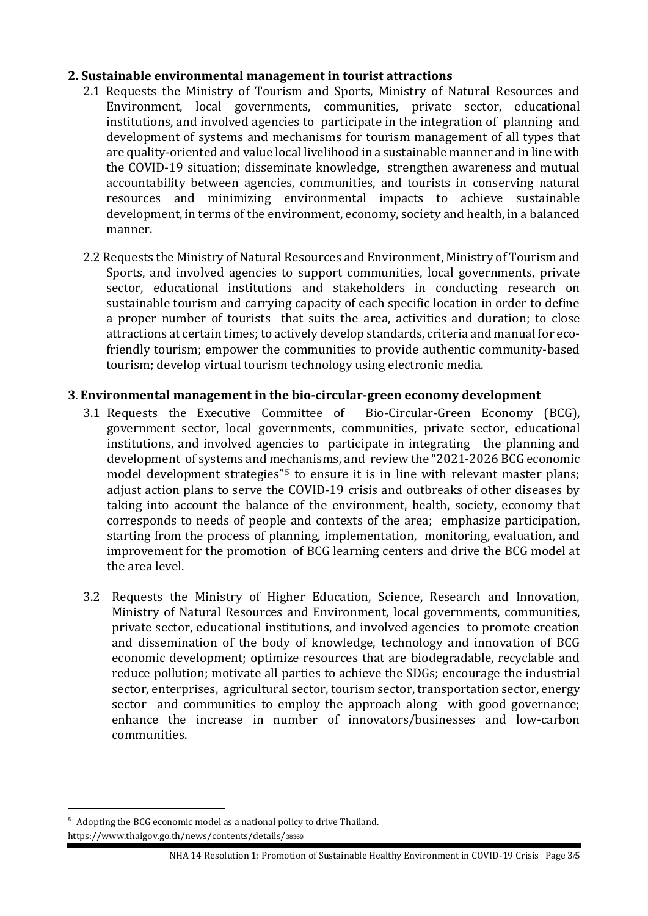**2. Sustainable environmental management in tourist attractions**

2.1 Requests the Ministry of Tourism and Sports, Ministry of Natural Resources and Environment, local governments, communities, private sector, educational institutions, and involved agencies to participate in the integration of planning and development of systems and mechanisms for tourism management of all types that are quality-oriented and value local livelihood in a sustainable manner and in line with the COVID-19 situation; disseminate knowledge, strengthen awareness and mutual accountability between agencies, communities, and tourists in conserving natural resources and minimizing environmental impacts to achieve sustainable development, in terms of the environment, economy, society and health, in a balanced manner.

2.2 Requests the Ministry of Natural Resources and Environment, Ministry of Tourism and Sports, and involved agencies to support communities, local governments, private sector, educational institutions and stakeholders in conducting research on sustainable tourism and carrying capacity of each specific location in order to define a proper number of tourists that suits the area, activities and duration; to close attractions at certain times; to actively develop standards, criteria and manual for eco-friendly tourism; empower the communities to provide authentic community-based tourism; develop virtual tourism technology using electronic media.

**3. Environmental management in the bio-circular-green economy development**

3.1 Requests the Executive Committee of Bio-Circular-Green Economy (BCG), government sector, local governments, communities, private sector, educational institutions, and involved agencies to participate in integrating the planning and development of systems and mechanisms, and review the "2021-2026 BCG economic model development strategies"[5] to ensure it is in line with relevant master plans; adjust action plans to serve the COVID-19 crisis and outbreaks of other diseases by taking into account the balance of the environment, health, society, economy that corresponds to needs of people and contexts of the area; emphasize participation, starting from the process of planning, implementation, monitoring, evaluation, and improvement for the promotion of BCG learning centers and drive the BCG model at the area level.

3.2 Requests the Ministry of Higher Education, Science, Research and Innovation, Ministry of Natural Resources and Environment, local governments, communities, private sector, educational institutions, and involved agencies to promote creation and dissemination of the body of knowledge, technology and innovation of BCG economic development; optimize resources that are biodegradable, recyclable and reduce pollution; motivate all parties to achieve the SDGs; encourage the industrial sector, enterprises, agricultural sector, tourism sector, transportation sector, energy sector and communities to employ the approach along with good governance; enhance the increase in number of innovators/businesses and low-carbon communities.

---

[5] Adopting the BCG economic model as a national policy to drive Thailand. https://www.thaigov.go.th/news/contents/details/38369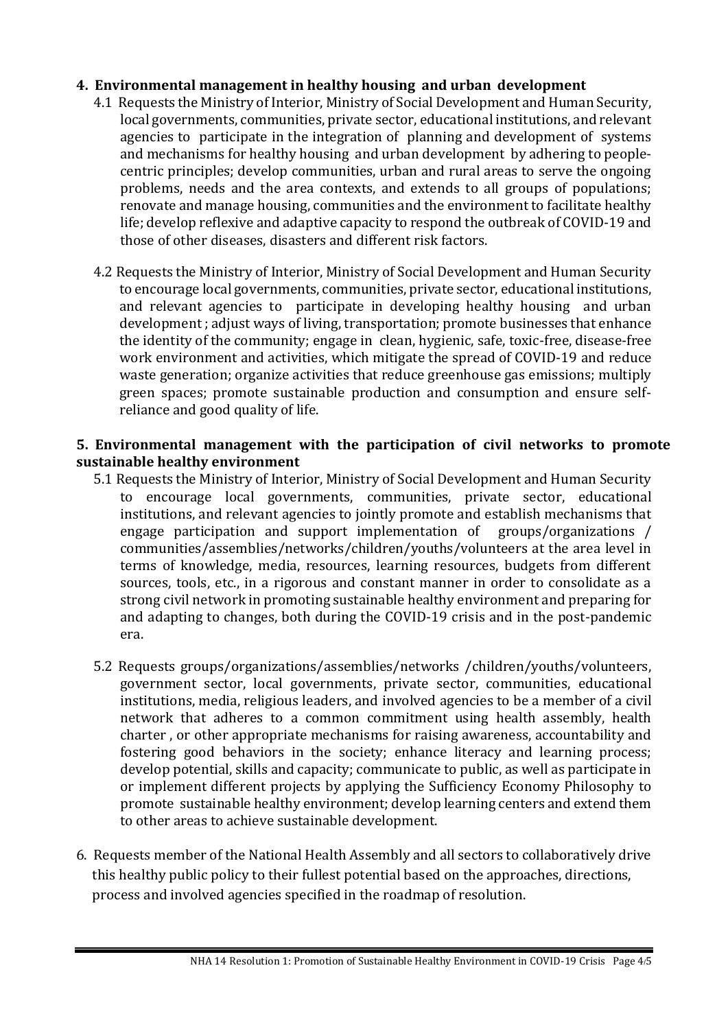**4. Environmental management in healthy housing and urban development**

4.1 Requests the Ministry of Interior, Ministry of Social Development and Human Security, local governments, communities, private sector, educational institutions, and relevant agencies to participate in the integration of planning and development of systems and mechanisms for healthy housing and urban development by adhering to people-centric principles; develop communities, urban and rural areas to serve the ongoing problems, needs and the area contexts, and extends to all groups of populations; renovate and manage housing, communities and the environment to facilitate healthy life; develop reflexive and adaptive capacity to respond the outbreak of COVID-19 and those of other diseases, disasters and different risk factors.

4.2 Requests the Ministry of Interior, Ministry of Social Development and Human Security to encourage local governments, communities, private sector, educational institutions, and relevant agencies to participate in developing healthy housing and urban development ; adjust ways of living, transportation; promote businesses that enhance the identity of the community; engage in clean, hygienic, safe, toxic-free, disease-free work environment and activities, which mitigate the spread of COVID-19 and reduce waste generation; organize activities that reduce greenhouse gas emissions; multiply green spaces; promote sustainable production and consumption and ensure self-reliance and good quality of life.

**5. Environmental management with the participation of civil networks to promote sustainable healthy environment**

5.1 Requests the Ministry of Interior, Ministry of Social Development and Human Security to encourage local governments, communities, private sector, educational institutions, and relevant agencies to jointly promote and establish mechanisms that engage participation and support implementation of groups/organizations / communities/assemblies/networks/children/youths/volunteers at the area level in terms of knowledge, media, resources, learning resources, budgets from different sources, tools, etc., in a rigorous and constant manner in order to consolidate as a strong civil network in promoting sustainable healthy environment and preparing for and adapting to changes, both during the COVID-19 crisis and in the post-pandemic era.

5.2 Requests groups/organizations/assemblies/networks /children/youths/volunteers, government sector, local governments, private sector, communities, educational institutions, media, religious leaders, and involved agencies to be a member of a civil network that adheres to a common commitment using health assembly, health charter , or other appropriate mechanisms for raising awareness, accountability and fostering good behaviors in the society; enhance literacy and learning process; develop potential, skills and capacity; communicate to public, as well as participate in or implement different projects by applying the Sufficiency Economy Philosophy to promote sustainable healthy environment; develop learning centers and extend them to other areas to achieve sustainable development.

6. Requests member of the National Health Assembly and all sectors to collaboratively drive this healthy public policy to their fullest potential based on the approaches, directions, process and involved agencies specified in the roadmap of resolution.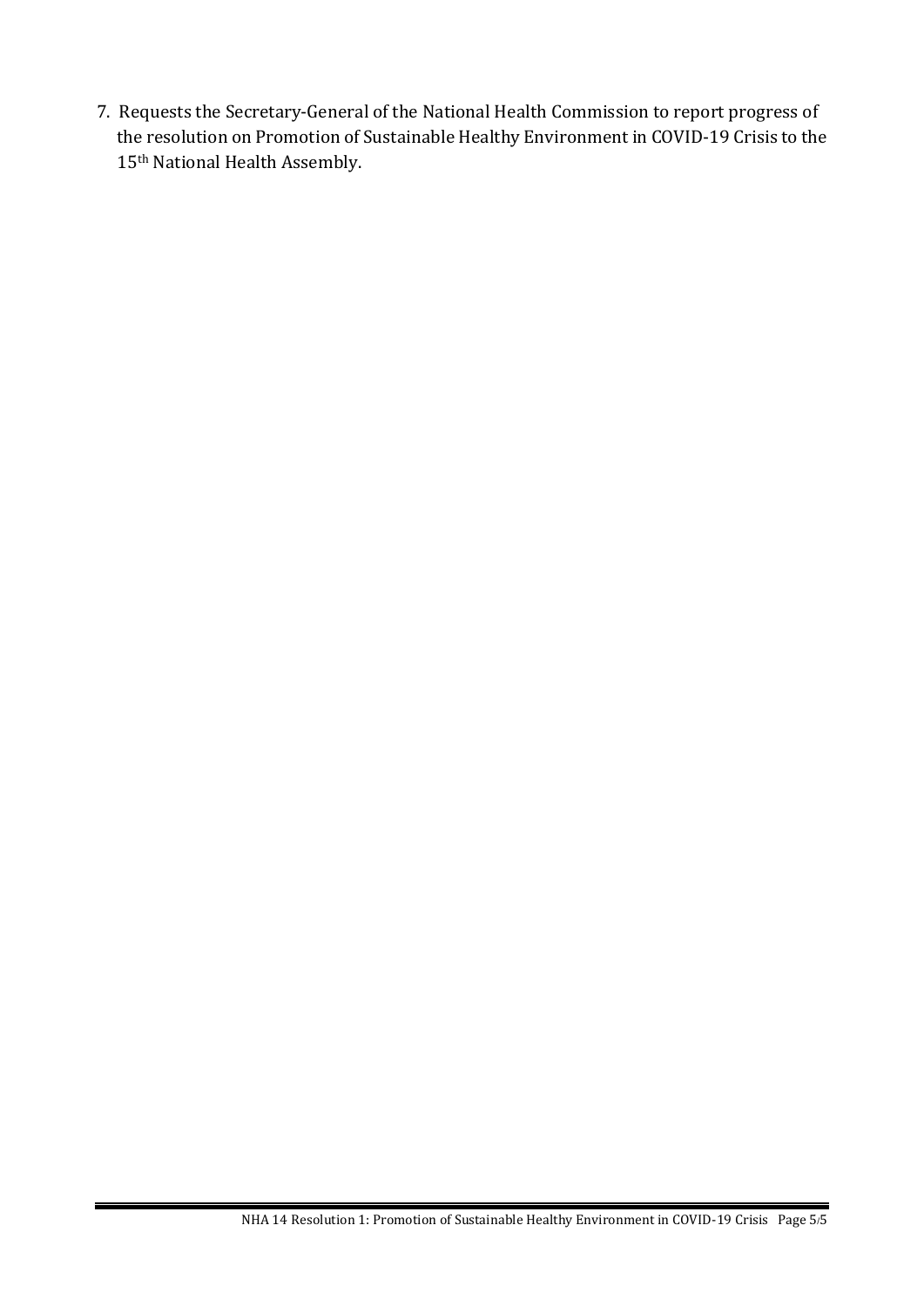7. Requests the Secretary-General of the National Health Commission to report progress of the resolution on Promotion of Sustainable Healthy Environment in COVID-19 Crisis to the 15th National Health Assembly.